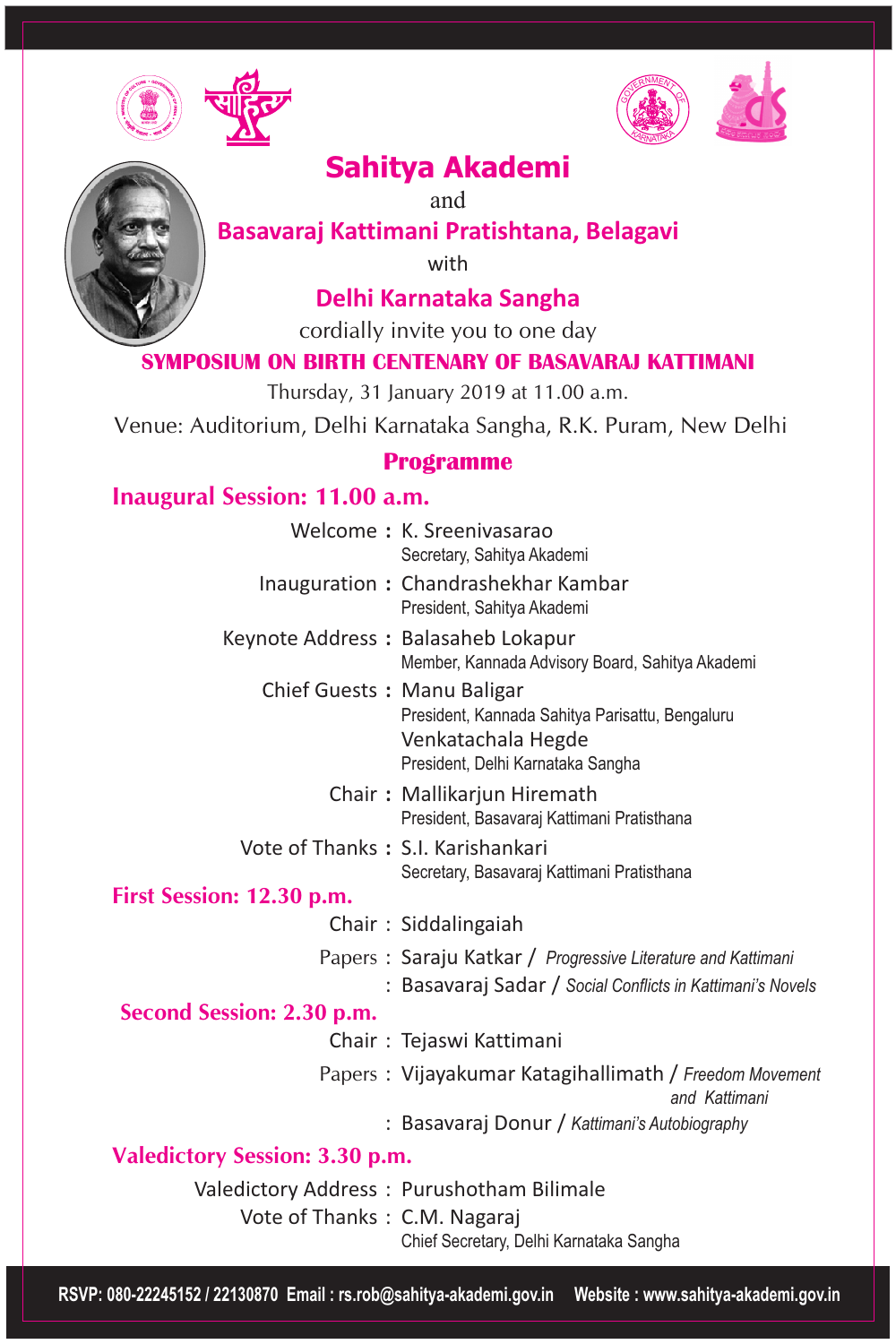# Sahitya Akademi

and

## Basavaraj Kattimani Pratishtana, Belagavi

with

## Delhi Karnataka Sangha

cordially invite you to one day

**SYMPOSIUM ON BIRTH CENTENARY OF BASAVARAJ KATTIMANI**

Thursday, 31 January 2019 at 11.00 a.m.

Venue: Auditorium, Delhi Karnataka Sangha, R.K. Puram, New Delhi

## Programme

### Inaugural Session: 11.00 a.m.

Welcome : K. Sreenivasarao
Secretary, Sahitya Akademi

Inauguration : Chandrashekhar Kambar
President, Sahitya Akademi

Keynote Address : Balasaheb Lokapur
Member, Kannada Advisory Board, Sahitya Akademi

Chief Guests : Manu Baligar
President, Kannada Sahitya Parisattu, Bengaluru
Venkatachala Hegde
President, Delhi Karnataka Sangha

Chair : Mallikarjun Hiremath
President, Basavaraj Kattimani Pratisthana

Vote of Thanks : S.I. Karishankari
Secretary, Basavaraj Kattimani Pratisthana

### First Session: 12.30 p.m.

Chair : Siddalingaiah

Papers : Saraju Katkar / *Progressive Literature and Kattimani*
: Basavaraj Sadar / *Social Conflicts in Kattimani's Novels*

### Second Session: 2.30 p.m.

Chair : Tejaswi Kattimani

Papers : Vijayakumar Katagihallimath / *Freedom Movement and Kattimani*
: Basavaraj Donur / *Kattimani's Autobiography*

### Valedictory Session: 3.30 p.m.

Valedictory Address : Purushotham Bilimale

Vote of Thanks : C.M. Nagaraj
Chief Secretary, Delhi Karnataka Sangha

RSVP: 080-22245152 / 22130870 Email : rs.rob@sahitya-akademi.gov.in Website : www.sahitya-akademi.gov.in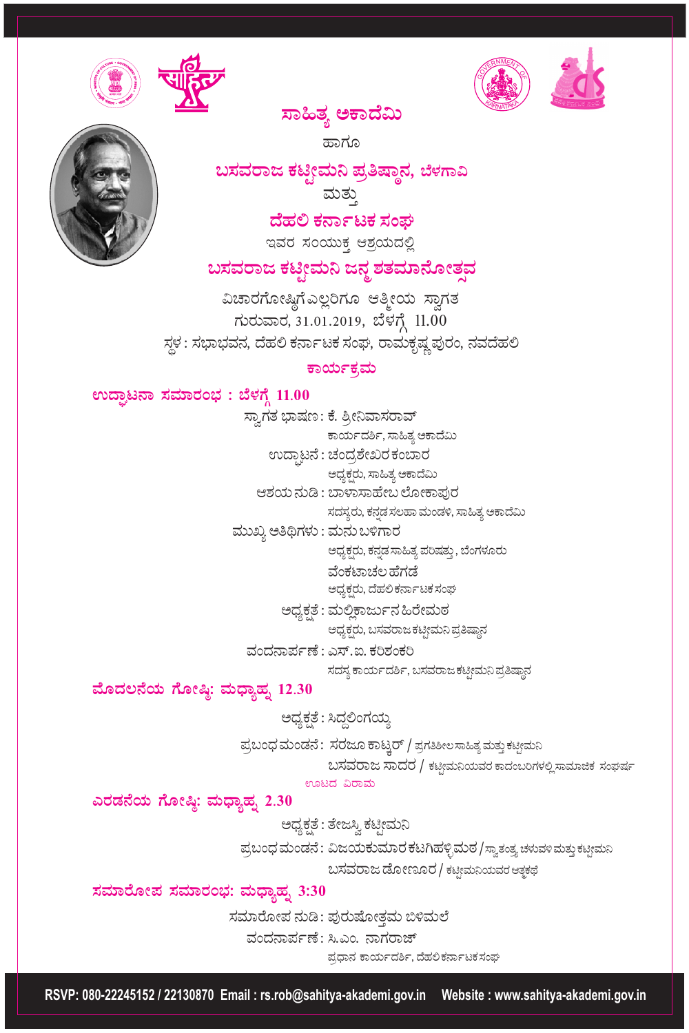# ಸಾಹಿತ್ಯ ಅಕಾದೆಮಿ

ಹಾಗೂ

## ಬಸವರಾಜ ಕಟ್ಟೀಮನಿ ಪ್ರತಿಷ್ಠಾನ, ಬೆಳಗಾವಿ

ಮತ್ತು

## ದೆಹಲಿ ಕರ್ನಾಟಕ ಸಂಘ

ಇವರ ಸಂಯುಕ್ತ ಆಶ್ರಯದಲ್ಲಿ

## ಬಸವರಾಜ ಕಟ್ಟೀಮನಿ ಜನ್ಮ ಶತಮಾನೋತ್ಸವ

ವಿಚಾರಗೋಷ್ಠಿಗೆ ಎಲ್ಲರಿಗೂ ಆತ್ಮೀಯ ಸ್ವಾಗತ

ಗುರುವಾರ, 31.01.2019, ಬೆಳಗ್ಗೆ 11.00

ಸ್ಥಳ : ಸಭಾಭವನ, ದೆಹಲಿ ಕರ್ನಾಟಕ ಸಂಘ, ರಾಮಕೃಷ್ಣ ಪುರಂ, ನವದೆಹಲಿ

### ಕಾರ್ಯಕ್ರಮ

**ಉದ್ಘಾಟನಾ ಸಮಾರಂಭ : ಬೆಳಗ್ಗೆ 11.00**

ಸ್ವಾಗತ ಭಾಷಣ : ಕೆ. ಶ್ರೀನಿವಾಸರಾವ್
ಕಾರ್ಯದರ್ಶಿ, ಸಾಹಿತ್ಯ ಅಕಾದೆಮಿ

ಉದ್ಘಾಟನೆ : ಚಂದ್ರಶೇಖರ ಕಂಬಾರ
ಅಧ್ಯಕ್ಷರು, ಸಾಹಿತ್ಯ ಅಕಾದೆಮಿ

ಆಶಯ ನುಡಿ : ಬಾಳಾಸಾಹೇಬ ಲೋಕಾಪುರ
ಸದಸ್ಯರು, ಕನ್ನಡ ಸಲಹಾ ಮಂಡಳಿ, ಸಾಹಿತ್ಯ ಅಕಾದೆಮಿ

ಮುಖ್ಯ ಅತಿಥಿಗಳು : ಮನು ಬಳಿಗಾರ
ಅಧ್ಯಕ್ಷರು, ಕನ್ನಡ ಸಾಹಿತ್ಯ ಪರಿಷತ್ತು, ಬೆಂಗಳೂರು

ವೆಂಕಟಾಚಲ ಹೆಗಡೆ
ಅಧ್ಯಕ್ಷರು, ದೆಹಲಿ ಕರ್ನಾಟಕ ಸಂಘ

ಅಧ್ಯಕ್ಷತೆ : ಮಲ್ಲಿಕಾರ್ಜುನ ಹಿರೇಮಠ
ಅಧ್ಯಕ್ಷರು, ಬಸವರಾಜ ಕಟ್ಟೀಮನಿ ಪ್ರತಿಷ್ಠಾನ

ವಂದನಾರ್ಪಣೆ : ಎಸ್. ಐ. ಕರಿಶಂಕರಿ
ಸದಸ್ಯ ಕಾರ್ಯದರ್ಶಿ, ಬಸವರಾಜ ಕಟ್ಟೀಮನಿ ಪ್ರತಿಷ್ಠಾನ

**ಮೊದಲನೆಯ ಗೋಷ್ಠಿ: ಮಧ್ಯಾಹ್ನ 12.30**

ಅಧ್ಯಕ್ಷತೆ : ಸಿದ್ದಲಿಂಗಯ್ಯ

ಪ್ರಬಂಧ ಮಂಡನೆ : ಸರಜೂ ಕಾಟ್ಕರ್ / ಪ್ರಗತಿಶೀಲ ಸಾಹಿತ್ಯ ಮತ್ತು ಕಟ್ಟೀಮನಿ
ಬಸವರಾಜ ಸಾದರ / ಕಟ್ಟೀಮನಿಯವರ ಕಾದಂಬರಿಗಳಲ್ಲಿ ಸಾಮಾಜಿಕ ಸಂಘರ್ಷ

ಊಟದ ವಿರಾಮ

**ಎರಡನೆಯ ಗೋಷ್ಠಿ: ಮಧ್ಯಾಹ್ನ 2.30**

ಅಧ್ಯಕ್ಷತೆ : ತೇಜಸ್ವಿ ಕಟ್ಟೀಮನಿ

ಪ್ರಬಂಧ ಮಂಡನೆ : ವಿಜಯಕುಮಾರ ಕಟಗಿಹಳ್ಳಿಮಠ / ಸ್ವಾತಂತ್ರ್ಯ ಚಳುವಳಿ ಮತ್ತು ಕಟ್ಟೀಮನಿ
ಬಸವರಾಜ ಡೋಣೂರ / ಕಟ್ಟೀಮನಿಯವರ ಆತ್ಮಕಥೆ

**ಸಮಾರೋಪ ಸಮಾರಂಭ: ಮಧ್ಯಾಹ್ನ 3:30**

ಸಮಾರೋಪ ನುಡಿ : ಪುರುಷೋತ್ತಮ ಬಿಳಿಮಲೆ

ವಂದನಾರ್ಪಣೆ : ಸಿ.ಎಂ. ನಾಗರಾಜ್
ಪ್ರಧಾನ ಕಾರ್ಯದರ್ಶಿ, ದೆಹಲಿ ಕರ್ನಾಟಕ ಸಂಘ

RSVP: 080-22245152 / 22130870 Email : rs.rob@sahitya-akademi.gov.in Website : www.sahitya-akademi.gov.in